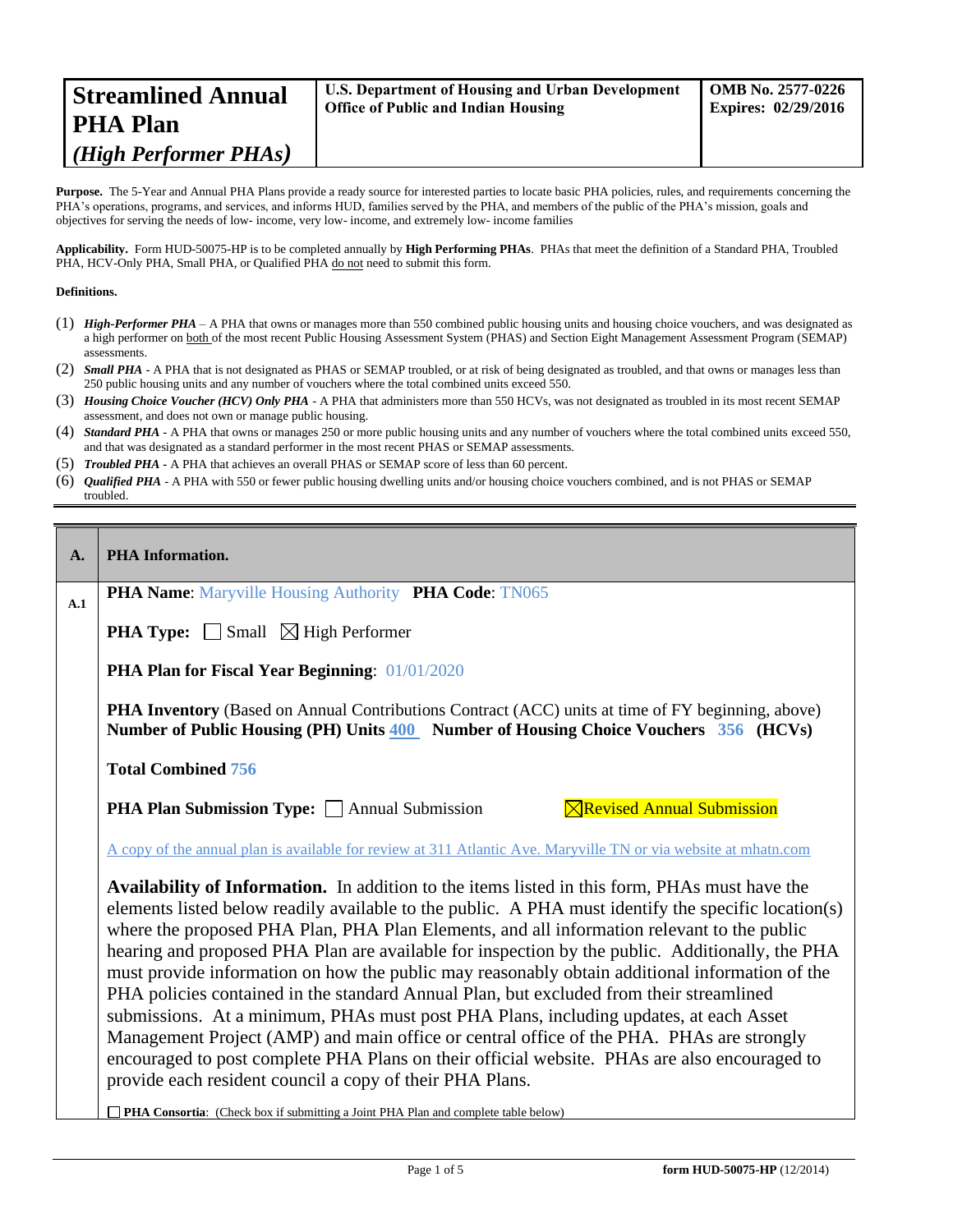# Streamlined Annual PHA Plan *(High Performer PHAs)*

**U.S. Department of Housing and Urban Development**
**Office of Public and Indian Housing**

**OMB No. 2577-0226**
**Expires: 02/29/2016**

**Purpose.** The 5-Year and Annual PHA Plans provide a ready source for interested parties to locate basic PHA policies, rules, and requirements concerning the PHA's operations, programs, and services, and informs HUD, families served by the PHA, and members of the public of the PHA's mission, goals and objectives for serving the needs of low- income, very low- income, and extremely low- income families

**Applicability.** Form HUD-50075-HP is to be completed annually by **High Performing PHAs**. PHAs that meet the definition of a Standard PHA, Troubled PHA, HCV-Only PHA, Small PHA, or Qualified PHA do not need to submit this form.

**Definitions.**

(1) ***High-Performer PHA*** – A PHA that owns or manages more than 550 combined public housing units and housing choice vouchers, and was designated as a high performer on both of the most recent Public Housing Assessment System (PHAS) and Section Eight Management Assessment Program (SEMAP) assessments.
(2) ***Small PHA*** - A PHA that is not designated as PHAS or SEMAP troubled, or at risk of being designated as troubled, and that owns or manages less than 250 public housing units and any number of vouchers where the total combined units exceed 550.
(3) ***Housing Choice Voucher (HCV) Only PHA*** - A PHA that administers more than 550 HCVs, was not designated as troubled in its most recent SEMAP assessment, and does not own or manage public housing.
(4) ***Standard PHA*** - A PHA that owns or manages 250 or more public housing units and any number of vouchers where the total combined units exceed 550, and that was designated as a standard performer in the most recent PHAS or SEMAP assessments.
(5) ***Troubled PHA*** - A PHA that achieves an overall PHAS or SEMAP score of less than 60 percent.
(6) ***Qualified PHA*** - A PHA with 550 or fewer public housing dwelling units and/or housing choice vouchers combined, and is not PHAS or SEMAP troubled.

| **A.** | **PHA Information.** |
|---|---|
| **A.1** | **PHA Name**: Maryville Housing Authority **PHA Code**: TN065<br><br>**PHA Type:** ☐ Small ☒ High Performer<br><br>**PHA Plan for Fiscal Year Beginning**: 01/01/2020<br><br>**PHA Inventory** (Based on Annual Contributions Contract (ACC) units at time of FY beginning, above)<br>**Number of Public Housing (PH) Units** 400 **Number of Housing Choice Vouchers** 356 **(HCVs)**<br><br>**Total Combined** 756<br><br>**PHA Plan Submission Type:** ☐ Annual Submission ☒ Revised Annual Submission<br><br>A copy of the annual plan is available for review at 311 Atlantic Ave. Maryville TN or via website at mhatn.com<br><br>**Availability of Information.** In addition to the items listed in this form, PHAs must have the elements listed below readily available to the public. A PHA must identify the specific location(s) where the proposed PHA Plan, PHA Plan Elements, and all information relevant to the public hearing and proposed PHA Plan are available for inspection by the public. Additionally, the PHA must provide information on how the public may reasonably obtain additional information of the PHA policies contained in the standard Annual Plan, but excluded from their streamlined submissions. At a minimum, PHAs must post PHA Plans, including updates, at each Asset Management Project (AMP) and main office or central office of the PHA. PHAs are strongly encouraged to post complete PHA Plans on their official website. PHAs are also encouraged to provide each resident council a copy of their PHA Plans.<br><br>☐ **PHA Consortia**: (Check box if submitting a Joint PHA Plan and complete table below) |

**form HUD-50075-HP** (12/2014)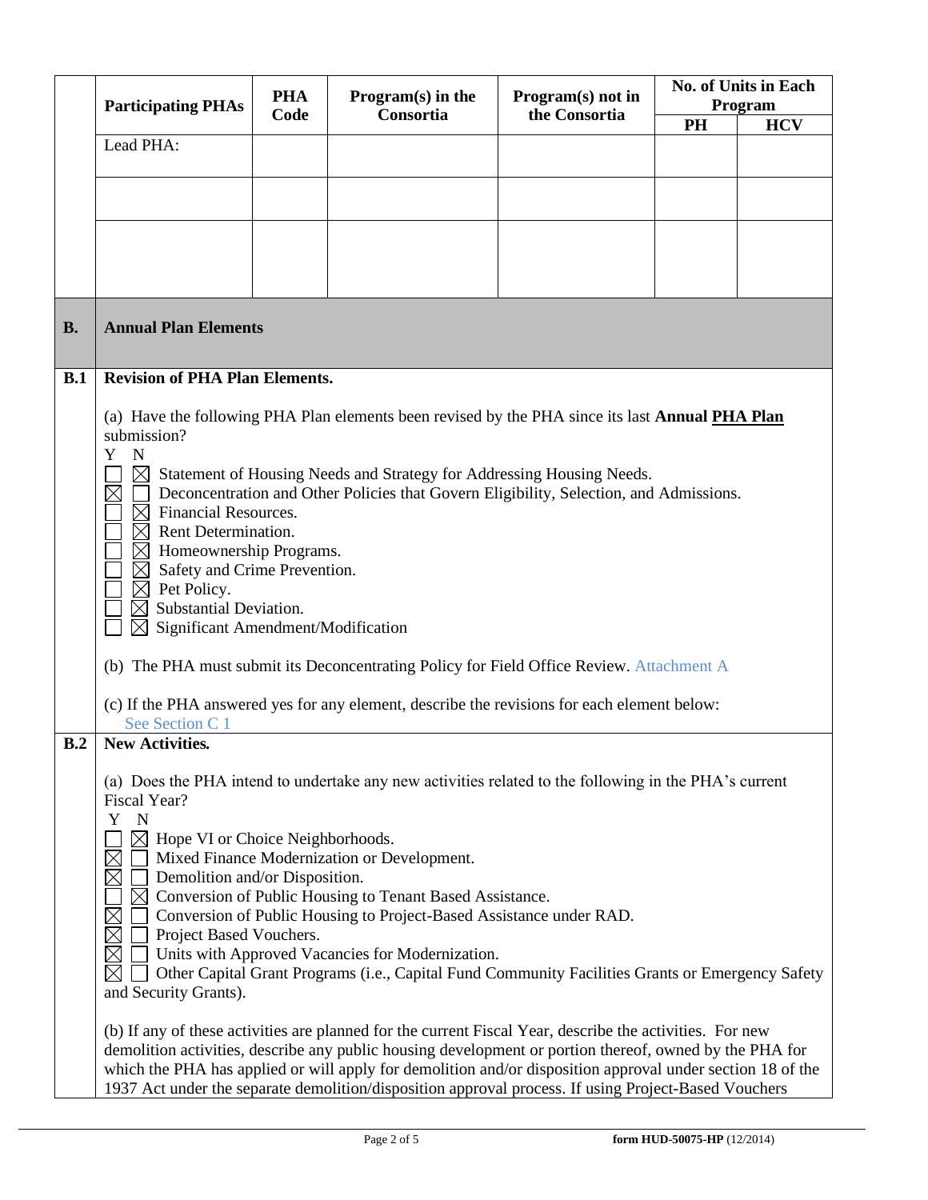| Participating PHAs | PHA Code | Program(s) in the Consortia | Program(s) not in the Consortia | No. of Units in Each Program | |
|---|---|---|---|---|---|
| | | | | PH | HCV |
| Lead PHA: | | | | | |
| | | | | | |
| | | | | | |

## B. Annual Plan Elements

### B.1 Revision of PHA Plan Elements.

(a) Have the following PHA Plan elements been revised by the PHA since its last **Annual PHA Plan** submission?

Y N

☐ ☒ Statement of Housing Needs and Strategy for Addressing Housing Needs.
☒ ☐ Deconcentration and Other Policies that Govern Eligibility, Selection, and Admissions.
☐ ☒ Financial Resources.
☐ ☒ Rent Determination.
☐ ☒ Homeownership Programs.
☐ ☒ Safety and Crime Prevention.
☐ ☒ Pet Policy.
☐ ☒ Substantial Deviation.
☐ ☒ Significant Amendment/Modification

(b) The PHA must submit its Deconcentrating Policy for Field Office Review. Attachment A

(c) If the PHA answered yes for any element, describe the revisions for each element below:
See Section C 1

### B.2 New Activities.

(a) Does the PHA intend to undertake any new activities related to the following in the PHA's current Fiscal Year?

Y N

☐ ☒ Hope VI or Choice Neighborhoods.
☒ ☐ Mixed Finance Modernization or Development.
☒ ☐ Demolition and/or Disposition.
☐ ☒ Conversion of Public Housing to Tenant Based Assistance.
☒ ☐ Conversion of Public Housing to Project-Based Assistance under RAD.
☒ ☐ Project Based Vouchers.
☒ ☐ Units with Approved Vacancies for Modernization.
☒ ☐ Other Capital Grant Programs (i.e., Capital Fund Community Facilities Grants or Emergency Safety and Security Grants).

(b) If any of these activities are planned for the current Fiscal Year, describe the activities. For new demolition activities, describe any public housing development or portion thereof, owned by the PHA for which the PHA has applied or will apply for demolition and/or disposition approval under section 18 of the 1937 Act under the separate demolition/disposition approval process. If using Project-Based Vouchers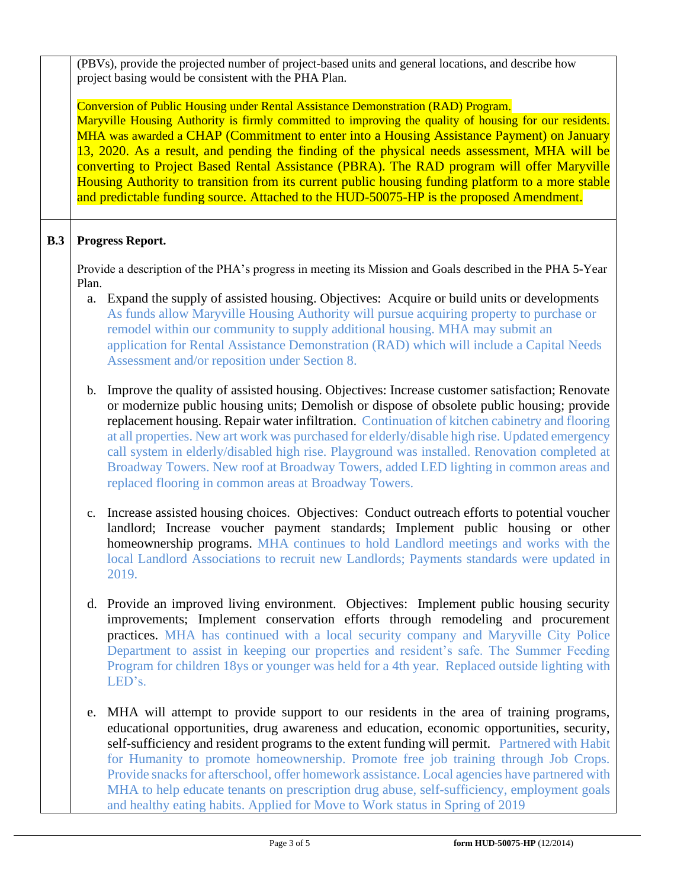(PBVs), provide the projected number of project-based units and general locations, and describe how project basing would be consistent with the PHA Plan.

Conversion of Public Housing under Rental Assistance Demonstration (RAD) Program.
Maryville Housing Authority is firmly committed to improving the quality of housing for our residents. MHA was awarded a CHAP (Commitment to enter into a Housing Assistance Payment) on January 13, 2020. As a result, and pending the finding of the physical needs assessment, MHA will be converting to Project Based Rental Assistance (PBRA). The RAD program will offer Maryville Housing Authority to transition from its current public housing funding platform to a more stable and predictable funding source. Attached to the HUD-50075-HP is the proposed Amendment.

**B.3 Progress Report.**

Provide a description of the PHA's progress in meeting its Mission and Goals described in the PHA 5-Year Plan.

a. Expand the supply of assisted housing. Objectives: Acquire or build units or developments As funds allow Maryville Housing Authority will pursue acquiring property to purchase or remodel within our community to supply additional housing. MHA may submit an application for Rental Assistance Demonstration (RAD) which will include a Capital Needs Assessment and/or reposition under Section 8.

b. Improve the quality of assisted housing. Objectives: Increase customer satisfaction; Renovate or modernize public housing units; Demolish or dispose of obsolete public housing; provide replacement housing. Repair water infiltration. Continuation of kitchen cabinetry and flooring at all properties. New art work was purchased for elderly/disable high rise. Updated emergency call system in elderly/disabled high rise. Playground was installed. Renovation completed at Broadway Towers. New roof at Broadway Towers, added LED lighting in common areas and replaced flooring in common areas at Broadway Towers.

c. Increase assisted housing choices. Objectives: Conduct outreach efforts to potential voucher landlord; Increase voucher payment standards; Implement public housing or other homeownership programs. MHA continues to hold Landlord meetings and works with the local Landlord Associations to recruit new Landlords; Payments standards were updated in 2019.

d. Provide an improved living environment. Objectives: Implement public housing security improvements; Implement conservation efforts through remodeling and procurement practices. MHA has continued with a local security company and Maryville City Police Department to assist in keeping our properties and resident's safe. The Summer Feeding Program for children 18ys or younger was held for a 4th year. Replaced outside lighting with LED's.

e. MHA will attempt to provide support to our residents in the area of training programs, educational opportunities, drug awareness and education, economic opportunities, security, self-sufficiency and resident programs to the extent funding will permit. Partnered with Habit for Humanity to promote homeownership. Promote free job training through Job Crops. Provide snacks for afterschool, offer homework assistance. Local agencies have partnered with MHA to help educate tenants on prescription drug abuse, self-sufficiency, employment goals and healthy eating habits. Applied for Move to Work status in Spring of 2019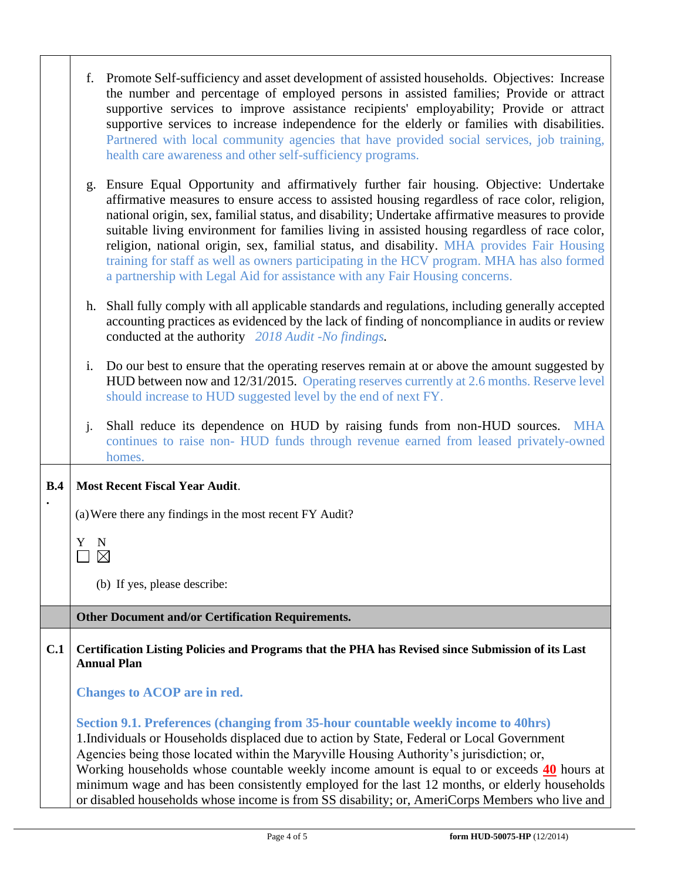f. Promote Self-sufficiency and asset development of assisted households. Objectives: Increase the number and percentage of employed persons in assisted families; Provide or attract supportive services to improve assistance recipients' employability; Provide or attract supportive services to increase independence for the elderly or families with disabilities. Partnered with local community agencies that have provided social services, job training, health care awareness and other self-sufficiency programs.

g. Ensure Equal Opportunity and affirmatively further fair housing. Objective: Undertake affirmative measures to ensure access to assisted housing regardless of race color, religion, national origin, sex, familial status, and disability; Undertake affirmative measures to provide suitable living environment for families living in assisted housing regardless of race color, religion, national origin, sex, familial status, and disability. MHA provides Fair Housing training for staff as well as owners participating in the HCV program. MHA has also formed a partnership with Legal Aid for assistance with any Fair Housing concerns.

h. Shall fully comply with all applicable standards and regulations, including generally accepted accounting practices as evidenced by the lack of finding of noncompliance in audits or review conducted at the authority *2018 Audit -No findings.*

i. Do our best to ensure that the operating reserves remain at or above the amount suggested by HUD between now and 12/31/2015. Operating reserves currently at 2.6 months. Reserve level should increase to HUD suggested level by the end of next FY.

j. Shall reduce its dependence on HUD by raising funds from non-HUD sources. MHA continues to raise non- HUD funds through revenue earned from leased privately-owned homes.

**B.4.** **Most Recent Fiscal Year Audit**.

(a) Were there any findings in the most recent FY Audit?

Y ☐ N ☒

(b) If yes, please describe:

**Other Document and/or Certification Requirements.**

**C.1** **Certification Listing Policies and Programs that the PHA has Revised since Submission of its Last Annual Plan**

**Changes to ACOP are in red.**

**Section 9.1. Preferences (changing from 35-hour countable weekly income to 40hrs)**

1.Individuals or Households displaced due to action by State, Federal or Local Government Agencies being those located within the Maryville Housing Authority's jurisdiction; or,
Working households whose countable weekly income amount is equal to or exceeds **40** hours at minimum wage and has been consistently employed for the last 12 months, or elderly households or disabled households whose income is from SS disability; or, AmeriCorps Members who live and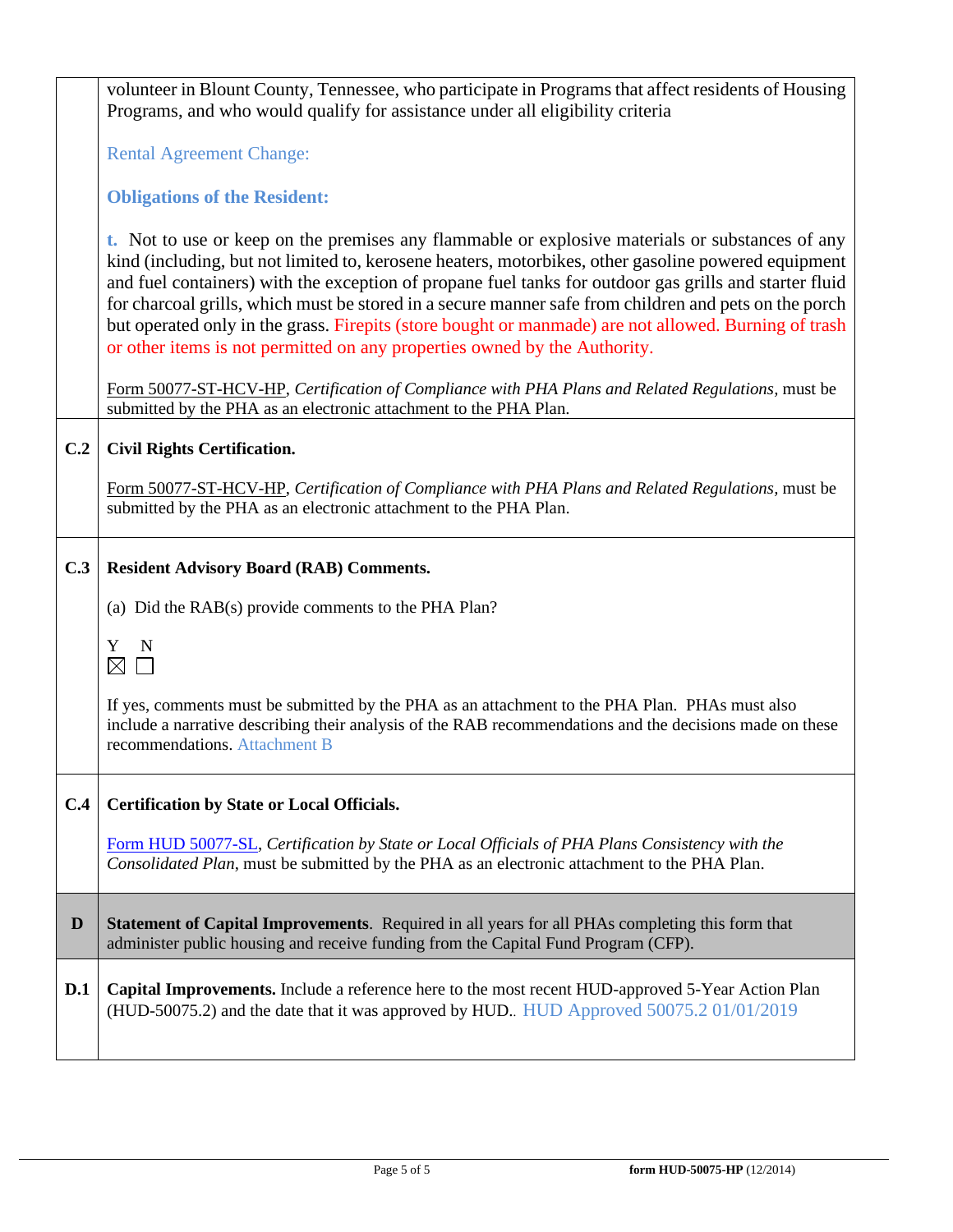volunteer in Blount County, Tennessee, who participate in Programs that affect residents of Housing Programs, and who would qualify for assistance under all eligibility criteria

Rental Agreement Change:

**Obligations of the Resident:**

**t.** Not to use or keep on the premises any flammable or explosive materials or substances of any kind (including, but not limited to, kerosene heaters, motorbikes, other gasoline powered equipment and fuel containers) with the exception of propane fuel tanks for outdoor gas grills and starter fluid for charcoal grills, which must be stored in a secure manner safe from children and pets on the porch but operated only in the grass. Firepits (store bought or manmade) are not allowed. Burning of trash or other items is not permitted on any properties owned by the Authority.

Form 50077-ST-HCV-HP, *Certification of Compliance with PHA Plans and Related Regulations*, must be submitted by the PHA as an electronic attachment to the PHA Plan.

**C.2 Civil Rights Certification.**

Form 50077-ST-HCV-HP, *Certification of Compliance with PHA Plans and Related Regulations*, must be submitted by the PHA as an electronic attachment to the PHA Plan.

**C.3 Resident Advisory Board (RAB) Comments.**

(a) Did the RAB(s) provide comments to the PHA Plan?

Y ☒ N ☐

If yes, comments must be submitted by the PHA as an attachment to the PHA Plan. PHAs must also include a narrative describing their analysis of the RAB recommendations and the decisions made on these recommendations. Attachment B

**C.4 Certification by State or Local Officials.**

Form HUD 50077-SL, *Certification by State or Local Officials of PHA Plans Consistency with the Consolidated Plan*, must be submitted by the PHA as an electronic attachment to the PHA Plan.

**D Statement of Capital Improvements**. Required in all years for all PHAs completing this form that administer public housing and receive funding from the Capital Fund Program (CFP).

**D.1 Capital Improvements.** Include a reference here to the most recent HUD-approved 5-Year Action Plan (HUD-50075.2) and the date that it was approved by HUD.. HUD Approved 50075.2 01/01/2019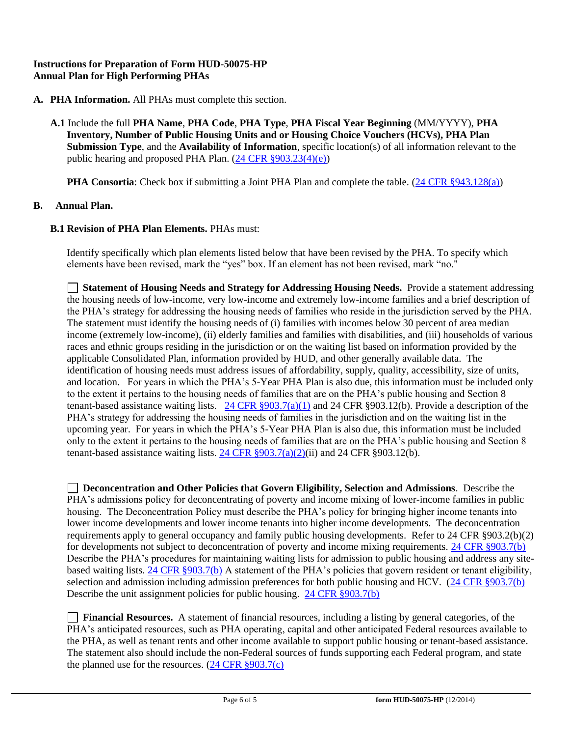**Instructions for Preparation of Form HUD-50075-HP**
**Annual Plan for High Performing PHAs**

**A. PHA Information.** All PHAs must complete this section.

**A.1** Include the full **PHA Name**, **PHA Code**, **PHA Type**, **PHA Fiscal Year Beginning** (MM/YYYY), **PHA Inventory, Number of Public Housing Units and or Housing Choice Vouchers (HCVs), PHA Plan Submission Type**, and the **Availability of Information**, specific location(s) of all information relevant to the public hearing and proposed PHA Plan. (24 CFR §903.23(4)(e))

**PHA Consortia**: Check box if submitting a Joint PHA Plan and complete the table. (24 CFR §943.128(a))

**B. Annual Plan.**

**B.1 Revision of PHA Plan Elements.** PHAs must:

Identify specifically which plan elements listed below that have been revised by the PHA. To specify which elements have been revised, mark the "yes" box. If an element has not been revised, mark "no."

☐ **Statement of Housing Needs and Strategy for Addressing Housing Needs.** Provide a statement addressing the housing needs of low-income, very low-income and extremely low-income families and a brief description of the PHA's strategy for addressing the housing needs of families who reside in the jurisdiction served by the PHA. The statement must identify the housing needs of (i) families with incomes below 30 percent of area median income (extremely low-income), (ii) elderly families and families with disabilities, and (iii) households of various races and ethnic groups residing in the jurisdiction or on the waiting list based on information provided by the applicable Consolidated Plan, information provided by HUD, and other generally available data. The identification of housing needs must address issues of affordability, supply, quality, accessibility, size of units, and location. For years in which the PHA's 5-Year PHA Plan is also due, this information must be included only to the extent it pertains to the housing needs of families that are on the PHA's public housing and Section 8 tenant-based assistance waiting lists. 24 CFR §903.7(a)(1) and 24 CFR §903.12(b). Provide a description of the PHA's strategy for addressing the housing needs of families in the jurisdiction and on the waiting list in the upcoming year. For years in which the PHA's 5-Year PHA Plan is also due, this information must be included only to the extent it pertains to the housing needs of families that are on the PHA's public housing and Section 8 tenant-based assistance waiting lists. 24 CFR §903.7(a)(2)(ii) and 24 CFR §903.12(b).

☐ **Deconcentration and Other Policies that Govern Eligibility, Selection and Admissions**. Describe the PHA's admissions policy for deconcentrating of poverty and income mixing of lower-income families in public housing. The Deconcentration Policy must describe the PHA's policy for bringing higher income tenants into lower income developments and lower income tenants into higher income developments. The deconcentration requirements apply to general occupancy and family public housing developments. Refer to 24 CFR §903.2(b)(2) for developments not subject to deconcentration of poverty and income mixing requirements. 24 CFR §903.7(b) Describe the PHA's procedures for maintaining waiting lists for admission to public housing and address any site-based waiting lists. 24 CFR §903.7(b) A statement of the PHA's policies that govern resident or tenant eligibility, selection and admission including admission preferences for both public housing and HCV. (24 CFR §903.7(b) Describe the unit assignment policies for public housing. 24 CFR §903.7(b)

☐ **Financial Resources.** A statement of financial resources, including a listing by general categories, of the PHA's anticipated resources, such as PHA operating, capital and other anticipated Federal resources available to the PHA, as well as tenant rents and other income available to support public housing or tenant-based assistance. The statement also should include the non-Federal sources of funds supporting each Federal program, and state the planned use for the resources. (24 CFR §903.7(c)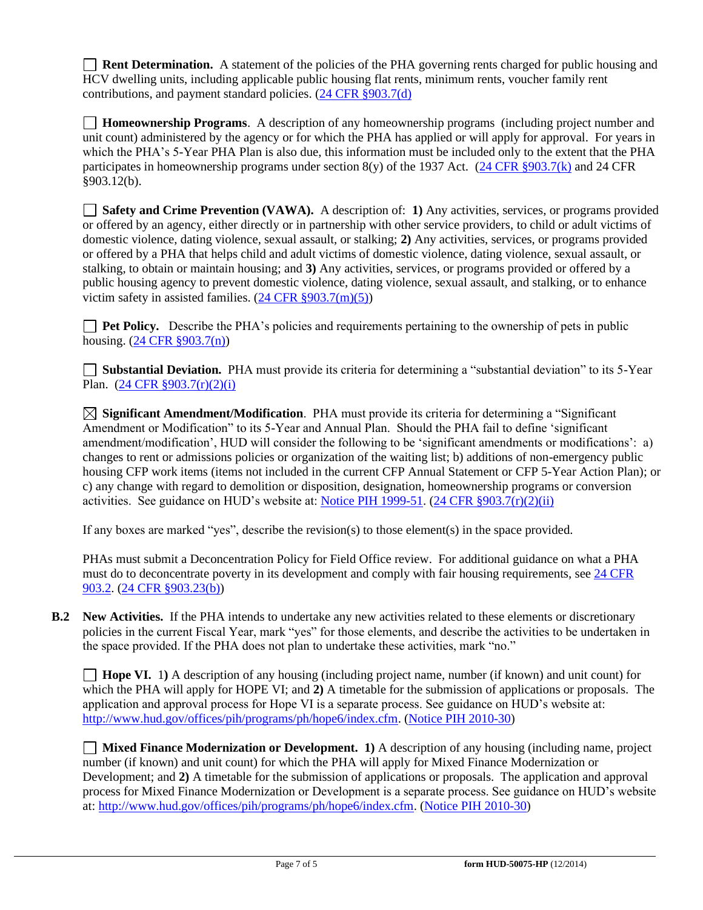☐ **Rent Determination.** A statement of the policies of the PHA governing rents charged for public housing and HCV dwelling units, including applicable public housing flat rents, minimum rents, voucher family rent contributions, and payment standard policies. (24 CFR §903.7(d)

☐ **Homeownership Programs**. A description of any homeownership programs (including project number and unit count) administered by the agency or for which the PHA has applied or will apply for approval. For years in which the PHA's 5-Year PHA Plan is also due, this information must be included only to the extent that the PHA participates in homeownership programs under section 8(y) of the 1937 Act. (24 CFR §903.7(k) and 24 CFR §903.12(b).

☐ **Safety and Crime Prevention (VAWA).** A description of: **1)** Any activities, services, or programs provided or offered by an agency, either directly or in partnership with other service providers, to child or adult victims of domestic violence, dating violence, sexual assault, or stalking; **2)** Any activities, services, or programs provided or offered by a PHA that helps child and adult victims of domestic violence, dating violence, sexual assault, or stalking, to obtain or maintain housing; and **3)** Any activities, services, or programs provided or offered by a public housing agency to prevent domestic violence, dating violence, sexual assault, and stalking, or to enhance victim safety in assisted families. (24 CFR §903.7(m)(5))

☐ **Pet Policy.** Describe the PHA's policies and requirements pertaining to the ownership of pets in public housing. (24 CFR §903.7(n))

☐ **Substantial Deviation.** PHA must provide its criteria for determining a "substantial deviation" to its 5-Year Plan. (24 CFR §903.7(r)(2)(i)

☒ **Significant Amendment/Modification**. PHA must provide its criteria for determining a "Significant Amendment or Modification" to its 5-Year and Annual Plan. Should the PHA fail to define 'significant amendment/modification', HUD will consider the following to be 'significant amendments or modifications': a) changes to rent or admissions policies or organization of the waiting list; b) additions of non-emergency public housing CFP work items (items not included in the current CFP Annual Statement or CFP 5-Year Action Plan); or c) any change with regard to demolition or disposition, designation, homeownership programs or conversion activities. See guidance on HUD's website at: Notice PIH 1999-51. (24 CFR §903.7(r)(2)(ii)

If any boxes are marked "yes", describe the revision(s) to those element(s) in the space provided.

PHAs must submit a Deconcentration Policy for Field Office review. For additional guidance on what a PHA must do to deconcentrate poverty in its development and comply with fair housing requirements, see 24 CFR 903.2. (24 CFR §903.23(b))

**B.2 New Activities.** If the PHA intends to undertake any new activities related to these elements or discretionary policies in the current Fiscal Year, mark "yes" for those elements, and describe the activities to be undertaken in the space provided. If the PHA does not plan to undertake these activities, mark "no."

☐ **Hope VI.** 1**)** A description of any housing (including project name, number (if known) and unit count) for which the PHA will apply for HOPE VI; and **2)** A timetable for the submission of applications or proposals. The application and approval process for Hope VI is a separate process. See guidance on HUD's website at: http://www.hud.gov/offices/pih/programs/ph/hope6/index.cfm. (Notice PIH 2010-30)

☐ **Mixed Finance Modernization or Development. 1)** A description of any housing (including name, project number (if known) and unit count) for which the PHA will apply for Mixed Finance Modernization or Development; and **2)** A timetable for the submission of applications or proposals. The application and approval process for Mixed Finance Modernization or Development is a separate process. See guidance on HUD's website at: http://www.hud.gov/offices/pih/programs/ph/hope6/index.cfm. (Notice PIH 2010-30)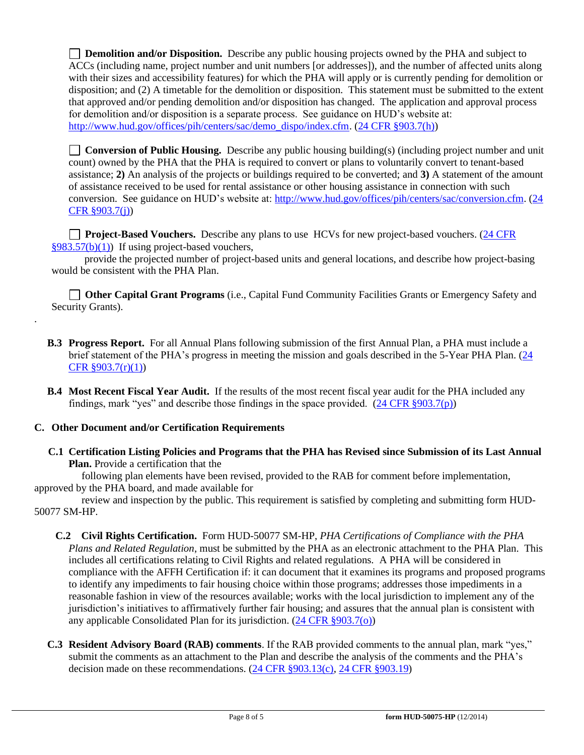☐ **Demolition and/or Disposition.** Describe any public housing projects owned by the PHA and subject to ACCs (including name, project number and unit numbers [or addresses]), and the number of affected units along with their sizes and accessibility features) for which the PHA will apply or is currently pending for demolition or disposition; and (2) A timetable for the demolition or disposition. This statement must be submitted to the extent that approved and/or pending demolition and/or disposition has changed. The application and approval process for demolition and/or disposition is a separate process. See guidance on HUD's website at: [http://www.hud.gov/offices/pih/centers/sac/demo_dispo/index.cfm](http://www.hud.gov/offices/pih/centers/sac/demo_dispo/index.cfm). (24 CFR §903.7(h))

☐ **Conversion of Public Housing.** Describe any public housing building(s) (including project number and unit count) owned by the PHA that the PHA is required to convert or plans to voluntarily convert to tenant-based assistance; **2)** An analysis of the projects or buildings required to be converted; and **3)** A statement of the amount of assistance received to be used for rental assistance or other housing assistance in connection with such conversion. See guidance on HUD's website at: [http://www.hud.gov/offices/pih/centers/sac/conversion.cfm](http://www.hud.gov/offices/pih/centers/sac/conversion.cfm). (24 CFR §903.7(j))

☐ **Project-Based Vouchers.** Describe any plans to use HCVs for new project-based vouchers. (24 CFR §983.57(b)(1)) If using project-based vouchers, provide the projected number of project-based units and general locations, and describe how project-basing would be consistent with the PHA Plan.

☐ **Other Capital Grant Programs** (i.e., Capital Fund Community Facilities Grants or Emergency Safety and Security Grants).

**B.3 Progress Report.** For all Annual Plans following submission of the first Annual Plan, a PHA must include a brief statement of the PHA's progress in meeting the mission and goals described in the 5-Year PHA Plan. (24 CFR §903.7(r)(1))

**B.4 Most Recent Fiscal Year Audit.** If the results of the most recent fiscal year audit for the PHA included any findings, mark "yes" and describe those findings in the space provided. (24 CFR §903.7(p))

## C. Other Document and/or Certification Requirements

**C.1 Certification Listing Policies and Programs that the PHA has Revised since Submission of its Last Annual Plan.** Provide a certification that the following plan elements have been revised, provided to the RAB for comment before implementation, approved by the PHA board, and made available for review and inspection by the public. This requirement is satisfied by completing and submitting form HUD-50077 SM-HP.

**C.2 Civil Rights Certification.** Form HUD-50077 SM-HP, *PHA Certifications of Compliance with the PHA Plans and Related Regulation*, must be submitted by the PHA as an electronic attachment to the PHA Plan. This includes all certifications relating to Civil Rights and related regulations. A PHA will be considered in compliance with the AFFH Certification if: it can document that it examines its programs and proposed programs to identify any impediments to fair housing choice within those programs; addresses those impediments in a reasonable fashion in view of the resources available; works with the local jurisdiction to implement any of the jurisdiction's initiatives to affirmatively further fair housing; and assures that the annual plan is consistent with any applicable Consolidated Plan for its jurisdiction. (24 CFR §903.7(o))

**C.3 Resident Advisory Board (RAB) comments**. If the RAB provided comments to the annual plan, mark "yes," submit the comments as an attachment to the Plan and describe the analysis of the comments and the PHA's decision made on these recommendations. (24 CFR §903.13(c), 24 CFR §903.19)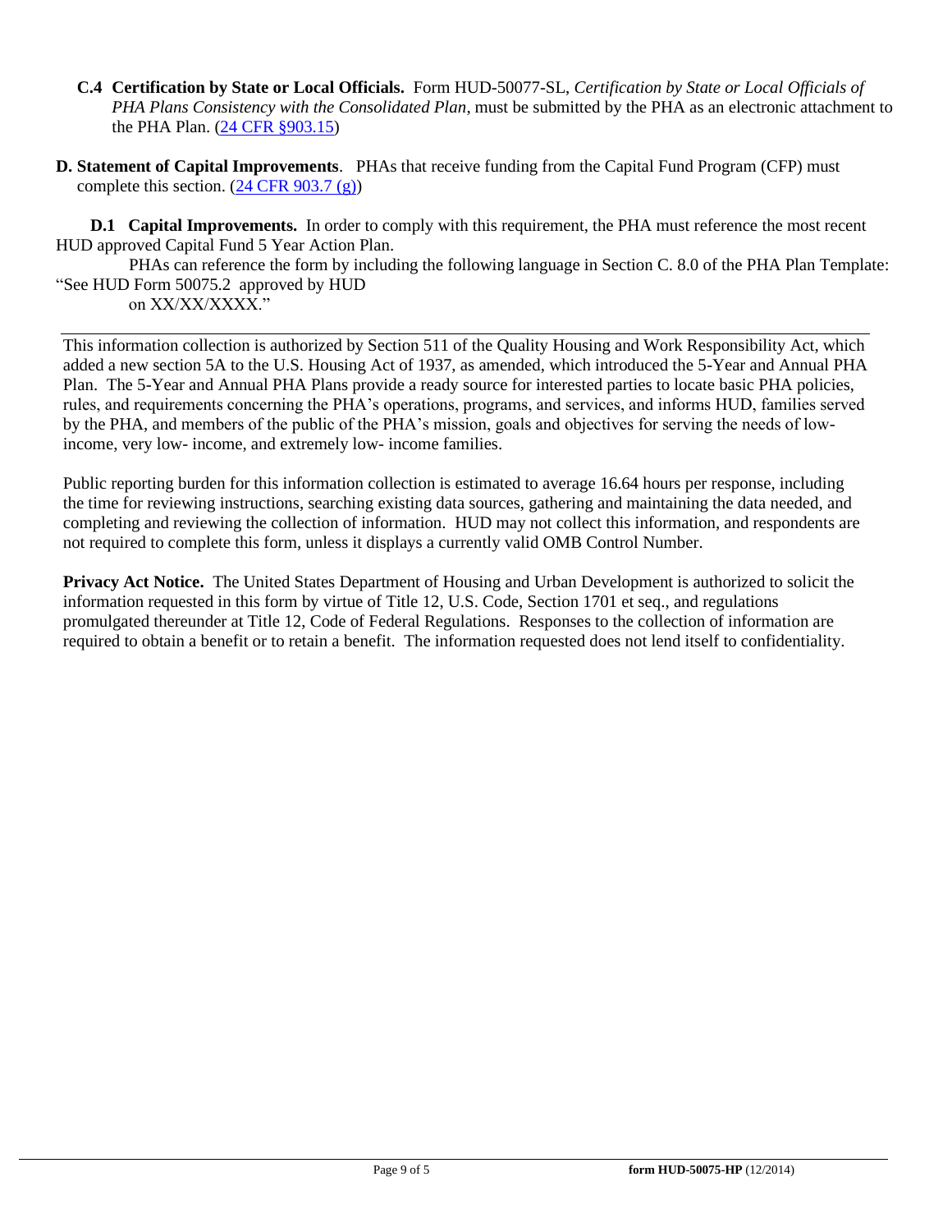**C.4 Certification by State or Local Officials.** Form HUD-50077-SL, *Certification by State or Local Officials of PHA Plans Consistency with the Consolidated Plan*, must be submitted by the PHA as an electronic attachment to the PHA Plan. (24 CFR §903.15)

**D. Statement of Capital Improvements**. PHAs that receive funding from the Capital Fund Program (CFP) must complete this section. (24 CFR 903.7 (g))

**D.1 Capital Improvements.** In order to comply with this requirement, the PHA must reference the most recent HUD approved Capital Fund 5 Year Action Plan.

PHAs can reference the form by including the following language in Section C. 8.0 of the PHA Plan Template: "See HUD Form 50075.2 approved by HUD on XX/XX/XXXX."

---

This information collection is authorized by Section 511 of the Quality Housing and Work Responsibility Act, which added a new section 5A to the U.S. Housing Act of 1937, as amended, which introduced the 5-Year and Annual PHA Plan. The 5-Year and Annual PHA Plans provide a ready source for interested parties to locate basic PHA policies, rules, and requirements concerning the PHA's operations, programs, and services, and informs HUD, families served by the PHA, and members of the public of the PHA's mission, goals and objectives for serving the needs of low-income, very low- income, and extremely low- income families.

Public reporting burden for this information collection is estimated to average 16.64 hours per response, including the time for reviewing instructions, searching existing data sources, gathering and maintaining the data needed, and completing and reviewing the collection of information. HUD may not collect this information, and respondents are not required to complete this form, unless it displays a currently valid OMB Control Number.

**Privacy Act Notice.** The United States Department of Housing and Urban Development is authorized to solicit the information requested in this form by virtue of Title 12, U.S. Code, Section 1701 et seq., and regulations promulgated thereunder at Title 12, Code of Federal Regulations. Responses to the collection of information are required to obtain a benefit or to retain a benefit. The information requested does not lend itself to confidentiality.